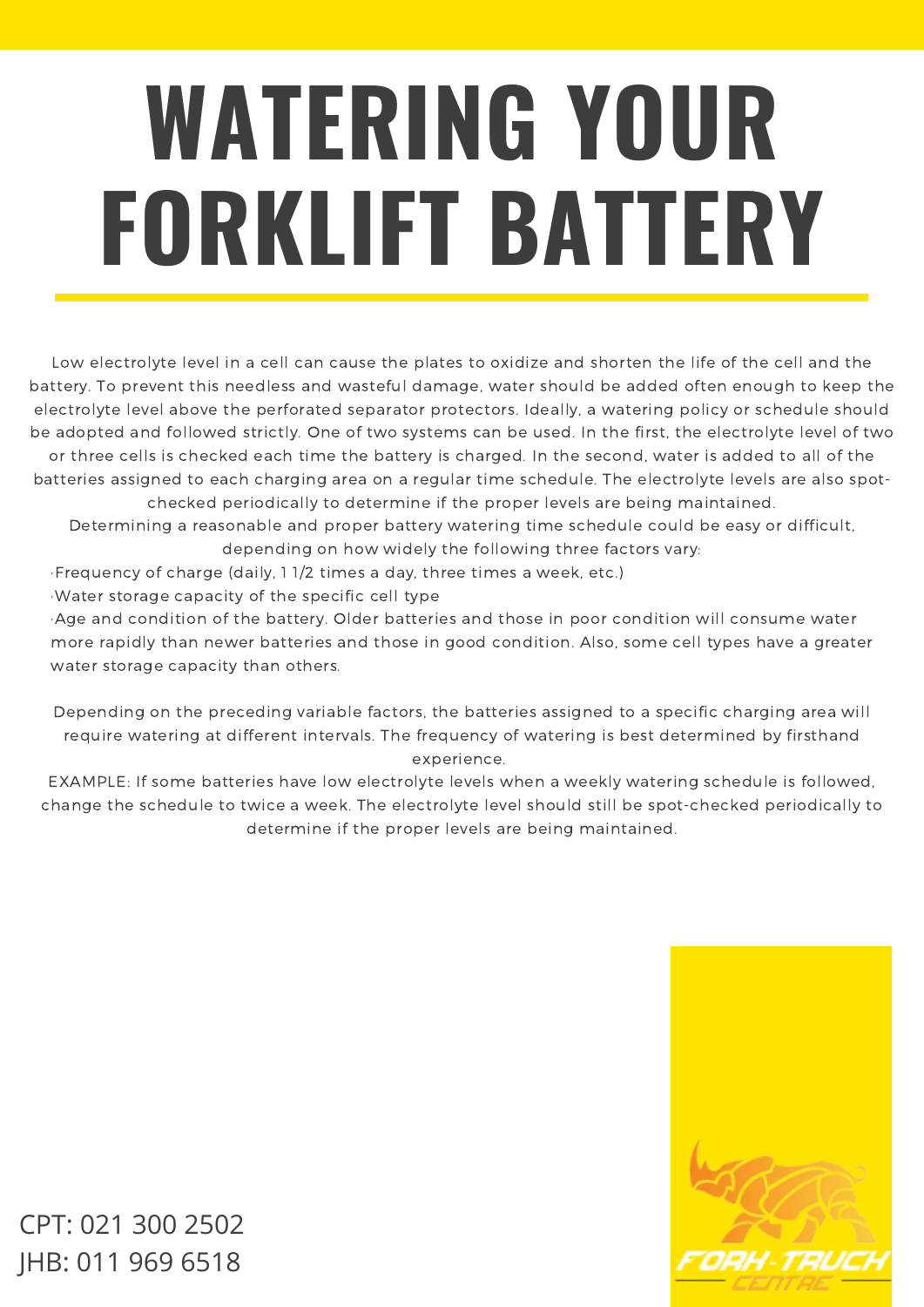# WATERING YOUR FORKLIFT BATTERY

Low electrolyte level in a cell can cause the plates to oxidize and shorten the life of the cell and the battery. To prevent this needless and wasteful damage, water should be added often enough to keep the electrolyte level above the perforated separator protectors. Ideally, a watering policy or schedule should be adopted and followed strictly. One of two systems can be used. In the first, the electrolyte level of two or three cells is checked each time the battery is charged. In the second, water is added to all of the batteries assigned to each charging area on a regular time schedule. The electrolyte levels are also spot-checked periodically to determine if the proper levels are being maintained.

Determining a reasonable and proper battery watering time schedule could be easy or difficult, depending on how widely the following three factors vary:

- Frequency of charge (daily, 1 1/2 times a day, three times a week, etc.)
- Water storage capacity of the specific cell type
- Age and condition of the battery. Older batteries and those in poor condition will consume water more rapidly than newer batteries and those in good condition. Also, some cell types have a greater water storage capacity than others.

Depending on the preceding variable factors, the batteries assigned to a specific charging area will require watering at different intervals. The frequency of watering is best determined by firsthand experience.

EXAMPLE: If some batteries have low electrolyte levels when a weekly watering schedule is followed, change the schedule to twice a week. The electrolyte level should still be spot-checked periodically to determine if the proper levels are being maintained.

CPT: 021 300 2502
JHB: 011 969 6518

FORK-TRUCK CENTRE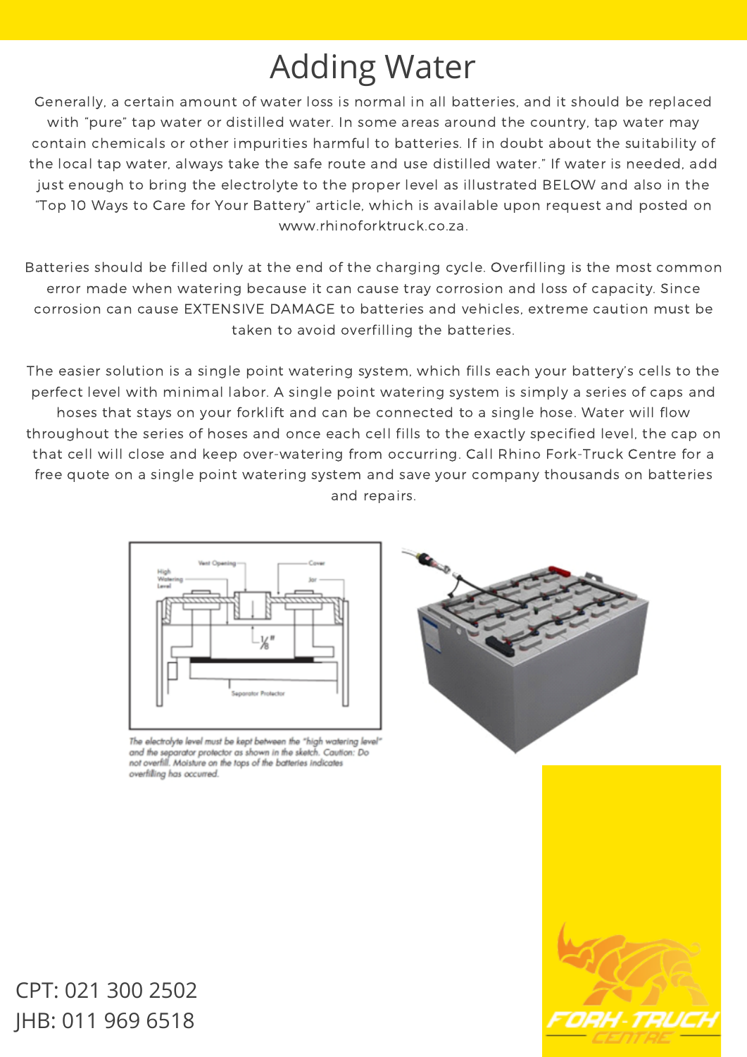# Adding Water

Generally, a certain amount of water loss is normal in all batteries, and it should be replaced with "pure" tap water or distilled water. In some areas around the country, tap water may contain chemicals or other impurities harmful to batteries. If in doubt about the suitability of the local tap water, always take the safe route and use distilled water." If water is needed, add just enough to bring the electrolyte to the proper level as illustrated BELOW and also in the "Top 10 Ways to Care for Your Battery" article, which is available upon request and posted on www.rhinoforktruck.co.za.

Batteries should be filled only at the end of the charging cycle. Overfilling is the most common error made when watering because it can cause tray corrosion and loss of capacity. Since corrosion can cause EXTENSIVE DAMAGE to batteries and vehicles, extreme caution must be taken to avoid overfilling the batteries.

The easier solution is a single point watering system, which fills each your battery's cells to the perfect level with minimal labor. A single point watering system is simply a series of caps and hoses that stays on your forklift and can be connected to a single hose. Water will flow throughout the series of hoses and once each cell fills to the exactly specified level, the cap on that cell will close and keep over-watering from occurring. Call Rhino Fork-Truck Centre for a free quote on a single point watering system and save your company thousands on batteries and repairs.

Vent Opening
Cover
High Watering Level
Jar
1/8"
Separator Protector

*The electrolyte level must be kept between the "high watering level" and the separator protector as shown in the sketch. Caution: Do not overfill. Moisture on the tops of the batteries indicates overfilling has occurred.*

CPT: 021 300 2502
JHB: 011 969 6518

FORK-TRUCK CENTRE